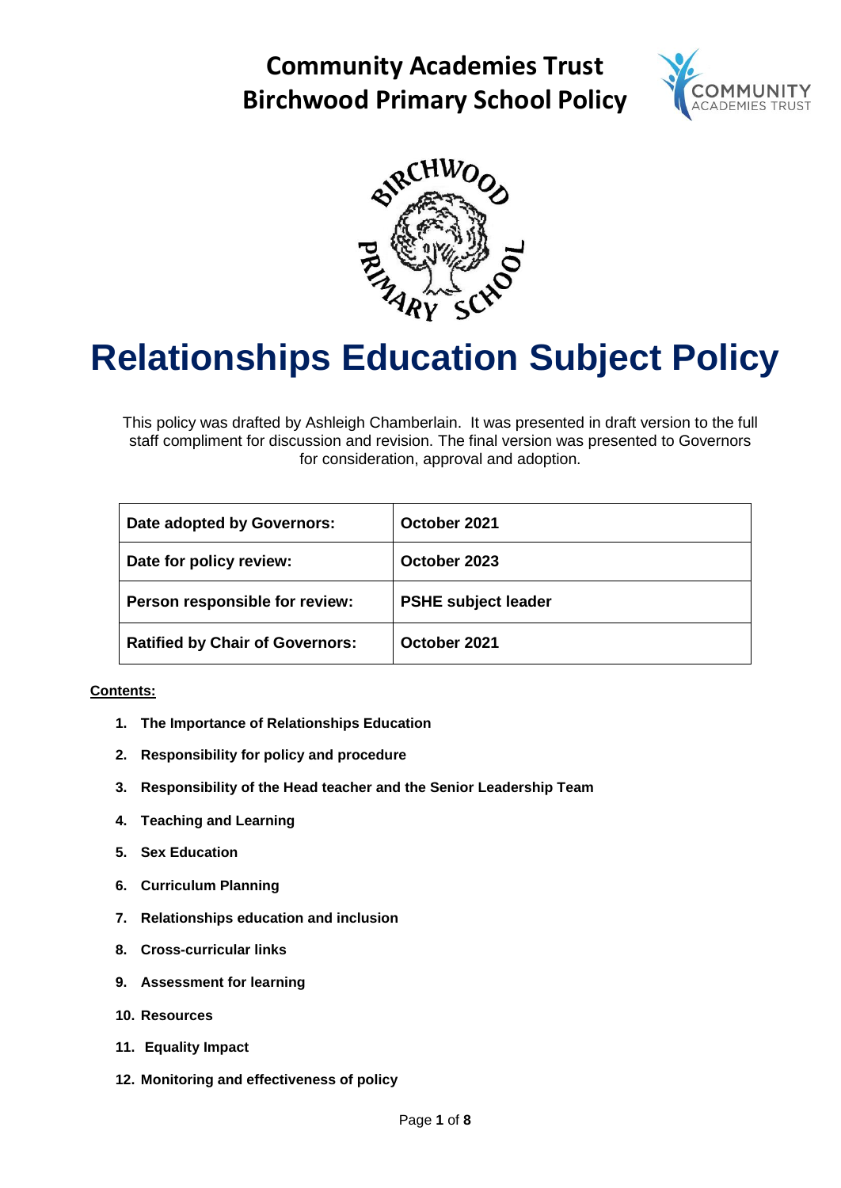# Community Academies Trust
# Birchwood Primary School Policy

# Relationships Education Subject Policy

This policy was drafted by Ashleigh Chamberlain. It was presented in draft version to the full staff compliment for discussion and revision. The final version was presented to Governors for consideration, approval and adoption.

| Date adopted by Governors: | October 2021 |
|---|---|
| Date for policy review: | October 2023 |
| Person responsible for review: | PSHE subject leader |
| Ratified by Chair of Governors: | October 2021 |

**Contents:**

1. **The Importance of Relationships Education**
2. **Responsibility for policy and procedure**
3. **Responsibility of the Head teacher and the Senior Leadership Team**
4. **Teaching and Learning**
5. **Sex Education**
6. **Curriculum Planning**
7. **Relationships education and inclusion**
8. **Cross-curricular links**
9. **Assessment for learning**
10. **Resources**
11. **Equality Impact**
12. **Monitoring and effectiveness of policy**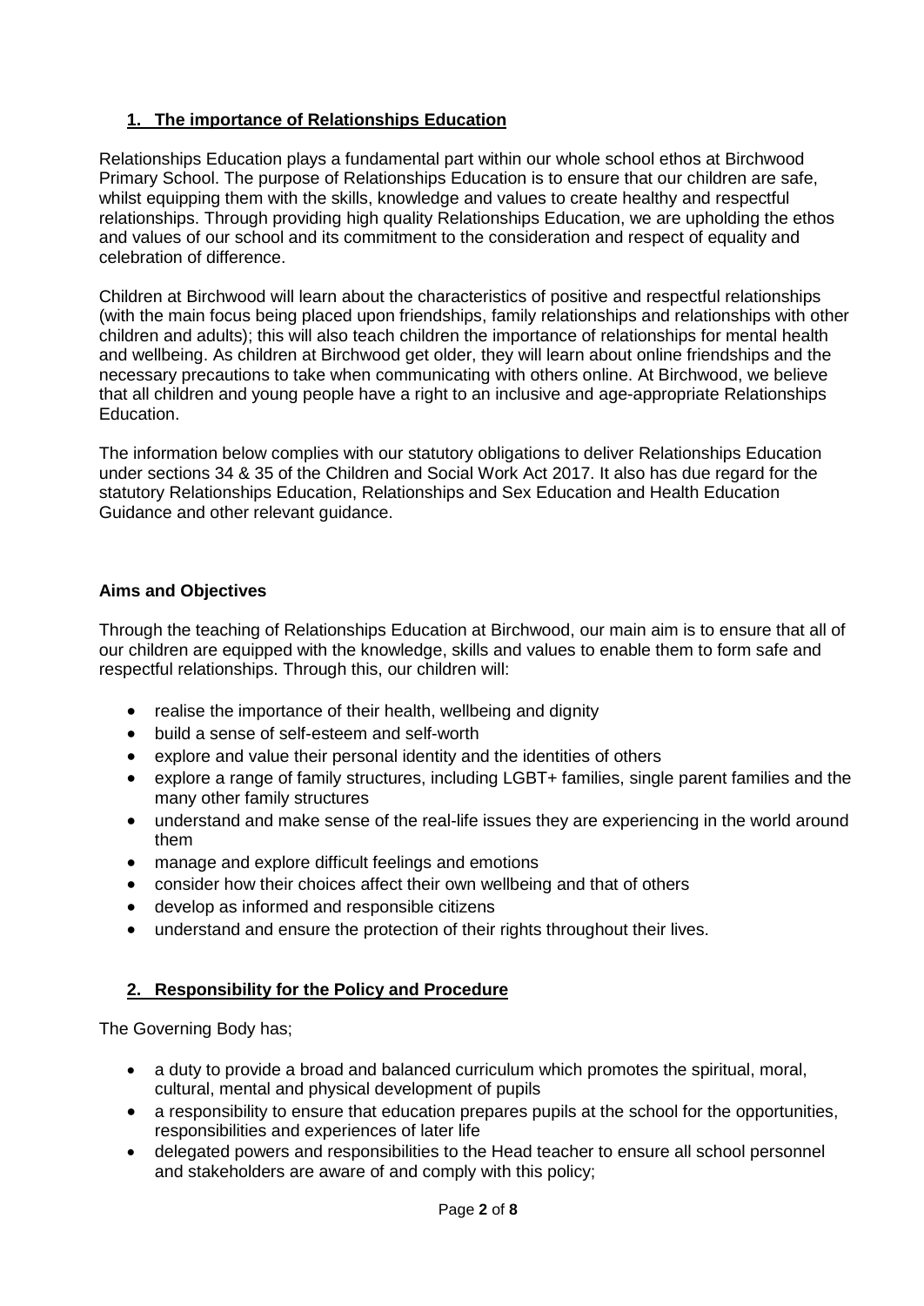## 1. The importance of Relationships Education

Relationships Education plays a fundamental part within our whole school ethos at Birchwood Primary School. The purpose of Relationships Education is to ensure that our children are safe, whilst equipping them with the skills, knowledge and values to create healthy and respectful relationships. Through providing high quality Relationships Education, we are upholding the ethos and values of our school and its commitment to the consideration and respect of equality and celebration of difference.

Children at Birchwood will learn about the characteristics of positive and respectful relationships (with the main focus being placed upon friendships, family relationships and relationships with other children and adults); this will also teach children the importance of relationships for mental health and wellbeing. As children at Birchwood get older, they will learn about online friendships and the necessary precautions to take when communicating with others online. At Birchwood, we believe that all children and young people have a right to an inclusive and age-appropriate Relationships Education.

The information below complies with our statutory obligations to deliver Relationships Education under sections 34 & 35 of the Children and Social Work Act 2017. It also has due regard for the statutory Relationships Education, Relationships and Sex Education and Health Education Guidance and other relevant guidance.

### Aims and Objectives

Through the teaching of Relationships Education at Birchwood, our main aim is to ensure that all of our children are equipped with the knowledge, skills and values to enable them to form safe and respectful relationships. Through this, our children will:

- realise the importance of their health, wellbeing and dignity
- build a sense of self-esteem and self-worth
- explore and value their personal identity and the identities of others
- explore a range of family structures, including LGBT+ families, single parent families and the many other family structures
- understand and make sense of the real-life issues they are experiencing in the world around them
- manage and explore difficult feelings and emotions
- consider how their choices affect their own wellbeing and that of others
- develop as informed and responsible citizens
- understand and ensure the protection of their rights throughout their lives.

## 2. Responsibility for the Policy and Procedure

The Governing Body has;

- a duty to provide a broad and balanced curriculum which promotes the spiritual, moral, cultural, mental and physical development of pupils
- a responsibility to ensure that education prepares pupils at the school for the opportunities, responsibilities and experiences of later life
- delegated powers and responsibilities to the Head teacher to ensure all school personnel and stakeholders are aware of and comply with this policy;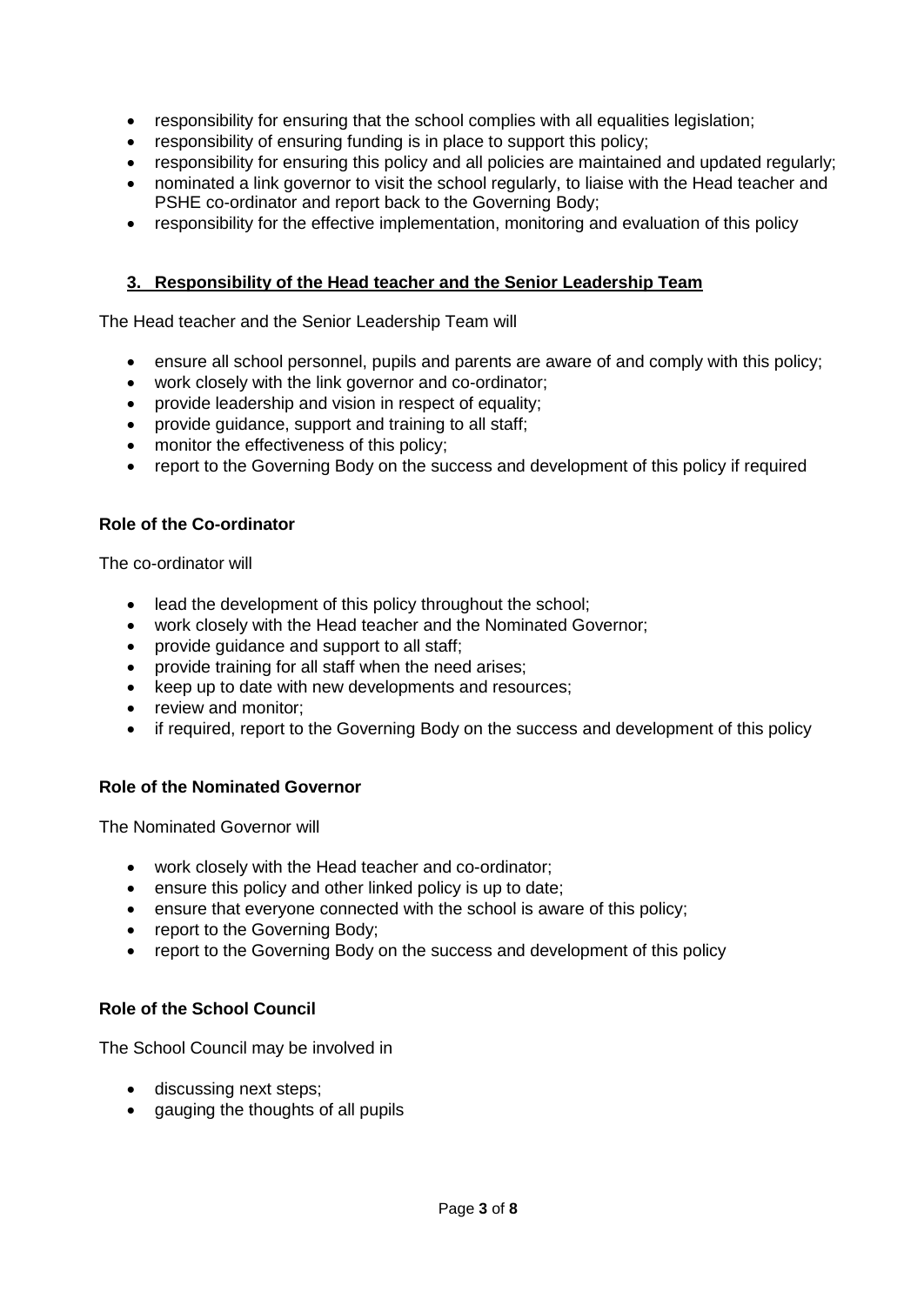- responsibility for ensuring that the school complies with all equalities legislation;
- responsibility of ensuring funding is in place to support this policy;
- responsibility for ensuring this policy and all policies are maintained and updated regularly;
- nominated a link governor to visit the school regularly, to liaise with the Head teacher and PSHE co-ordinator and report back to the Governing Body;
- responsibility for the effective implementation, monitoring and evaluation of this policy

## 3. Responsibility of the Head teacher and the Senior Leadership Team

The Head teacher and the Senior Leadership Team will

- ensure all school personnel, pupils and parents are aware of and comply with this policy;
- work closely with the link governor and co-ordinator;
- provide leadership and vision in respect of equality;
- provide guidance, support and training to all staff;
- monitor the effectiveness of this policy;
- report to the Governing Body on the success and development of this policy if required

### Role of the Co-ordinator

The co-ordinator will

- lead the development of this policy throughout the school;
- work closely with the Head teacher and the Nominated Governor;
- provide guidance and support to all staff;
- provide training for all staff when the need arises;
- keep up to date with new developments and resources;
- review and monitor;
- if required, report to the Governing Body on the success and development of this policy

### Role of the Nominated Governor

The Nominated Governor will

- work closely with the Head teacher and co-ordinator;
- ensure this policy and other linked policy is up to date;
- ensure that everyone connected with the school is aware of this policy;
- report to the Governing Body;
- report to the Governing Body on the success and development of this policy

### Role of the School Council

The School Council may be involved in

- discussing next steps;
- gauging the thoughts of all pupils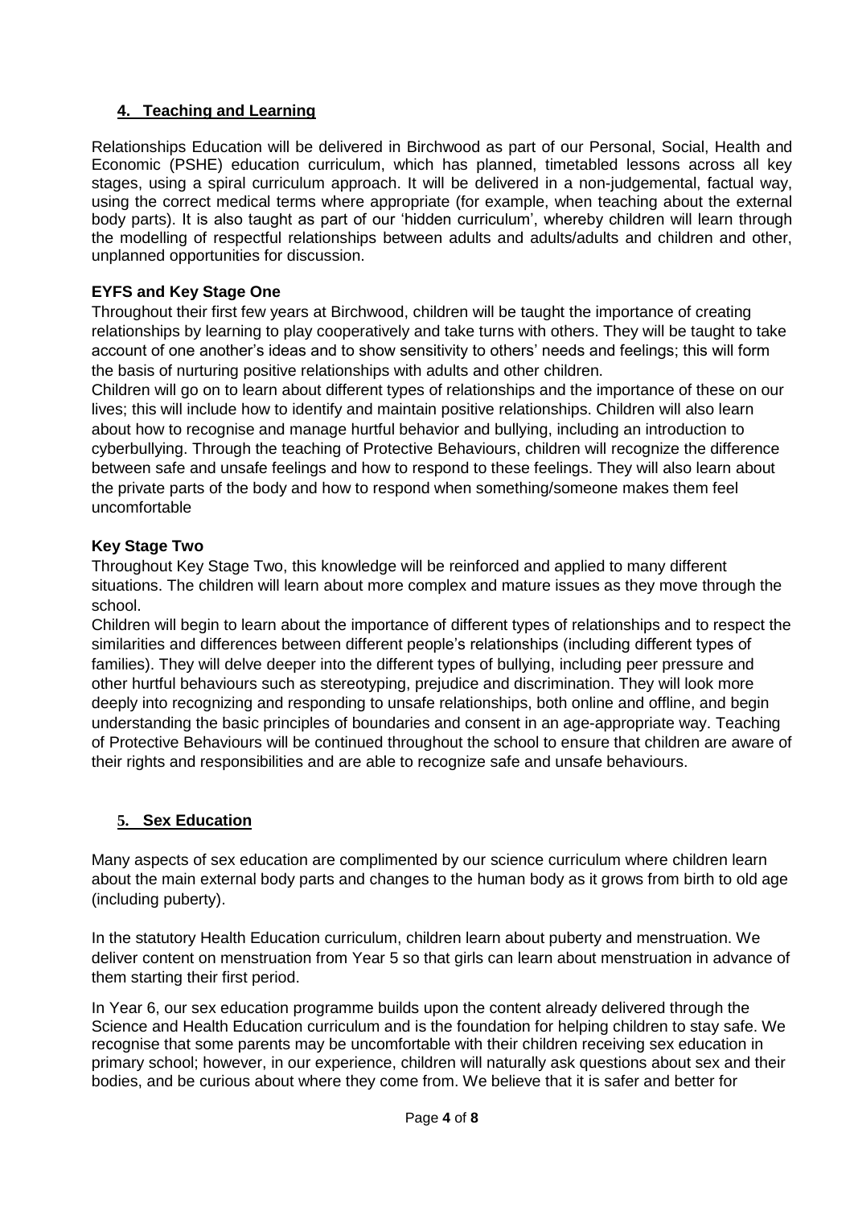## 4. Teaching and Learning

Relationships Education will be delivered in Birchwood as part of our Personal, Social, Health and Economic (PSHE) education curriculum, which has planned, timetabled lessons across all key stages, using a spiral curriculum approach. It will be delivered in a non-judgemental, factual way, using the correct medical terms where appropriate (for example, when teaching about the external body parts). It is also taught as part of our 'hidden curriculum', whereby children will learn through the modelling of respectful relationships between adults and adults/adults and children and other, unplanned opportunities for discussion.

### EYFS and Key Stage One

Throughout their first few years at Birchwood, children will be taught the importance of creating relationships by learning to play cooperatively and take turns with others. They will be taught to take account of one another's ideas and to show sensitivity to others' needs and feelings; this will form the basis of nurturing positive relationships with adults and other children.

Children will go on to learn about different types of relationships and the importance of these on our lives; this will include how to identify and maintain positive relationships. Children will also learn about how to recognise and manage hurtful behavior and bullying, including an introduction to cyberbullying. Through the teaching of Protective Behaviours, children will recognize the difference between safe and unsafe feelings and how to respond to these feelings. They will also learn about the private parts of the body and how to respond when something/someone makes them feel uncomfortable

### Key Stage Two

Throughout Key Stage Two, this knowledge will be reinforced and applied to many different situations. The children will learn about more complex and mature issues as they move through the school.

Children will begin to learn about the importance of different types of relationships and to respect the similarities and differences between different people's relationships (including different types of families). They will delve deeper into the different types of bullying, including peer pressure and other hurtful behaviours such as stereotyping, prejudice and discrimination. They will look more deeply into recognizing and responding to unsafe relationships, both online and offline, and begin understanding the basic principles of boundaries and consent in an age-appropriate way. Teaching of Protective Behaviours will be continued throughout the school to ensure that children are aware of their rights and responsibilities and are able to recognize safe and unsafe behaviours.

## 5. Sex Education

Many aspects of sex education are complimented by our science curriculum where children learn about the main external body parts and changes to the human body as it grows from birth to old age (including puberty).

In the statutory Health Education curriculum, children learn about puberty and menstruation. We deliver content on menstruation from Year 5 so that girls can learn about menstruation in advance of them starting their first period.

In Year 6, our sex education programme builds upon the content already delivered through the Science and Health Education curriculum and is the foundation for helping children to stay safe. We recognise that some parents may be uncomfortable with their children receiving sex education in primary school; however, in our experience, children will naturally ask questions about sex and their bodies, and be curious about where they come from. We believe that it is safer and better for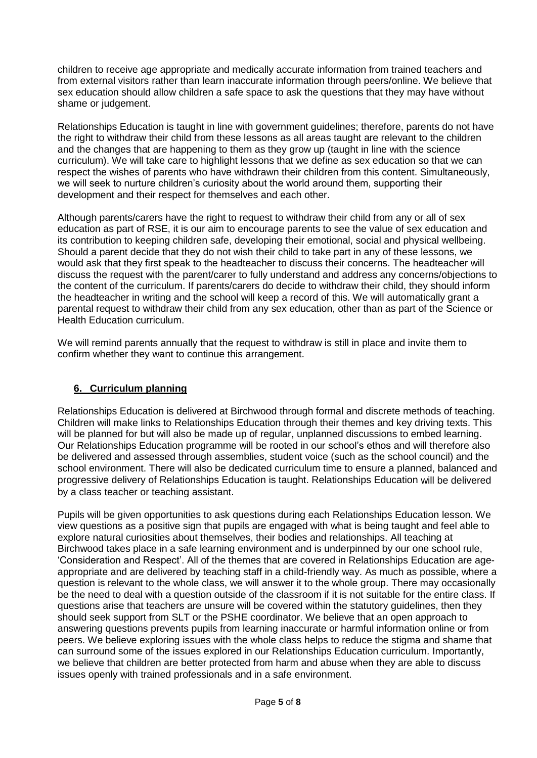children to receive age appropriate and medically accurate information from trained teachers and from external visitors rather than learn inaccurate information through peers/online. We believe that sex education should allow children a safe space to ask the questions that they may have without shame or judgement.

Relationships Education is taught in line with government guidelines; therefore, parents do not have the right to withdraw their child from these lessons as all areas taught are relevant to the children and the changes that are happening to them as they grow up (taught in line with the science curriculum). We will take care to highlight lessons that we define as sex education so that we can respect the wishes of parents who have withdrawn their children from this content. Simultaneously, we will seek to nurture children's curiosity about the world around them, supporting their development and their respect for themselves and each other.

Although parents/carers have the right to request to withdraw their child from any or all of sex education as part of RSE, it is our aim to encourage parents to see the value of sex education and its contribution to keeping children safe, developing their emotional, social and physical wellbeing. Should a parent decide that they do not wish their child to take part in any of these lessons, we would ask that they first speak to the headteacher to discuss their concerns. The headteacher will discuss the request with the parent/carer to fully understand and address any concerns/objections to the content of the curriculum. If parents/carers do decide to withdraw their child, they should inform the headteacher in writing and the school will keep a record of this. We will automatically grant a parental request to withdraw their child from any sex education, other than as part of the Science or Health Education curriculum.

We will remind parents annually that the request to withdraw is still in place and invite them to confirm whether they want to continue this arrangement.

## 6. Curriculum planning

Relationships Education is delivered at Birchwood through formal and discrete methods of teaching. Children will make links to Relationships Education through their themes and key driving texts. This will be planned for but will also be made up of regular, unplanned discussions to embed learning. Our Relationships Education programme will be rooted in our school's ethos and will therefore also be delivered and assessed through assemblies, student voice (such as the school council) and the school environment. There will also be dedicated curriculum time to ensure a planned, balanced and progressive delivery of Relationships Education is taught. Relationships Education will be delivered by a class teacher or teaching assistant.

Pupils will be given opportunities to ask questions during each Relationships Education lesson. We view questions as a positive sign that pupils are engaged with what is being taught and feel able to explore natural curiosities about themselves, their bodies and relationships. All teaching at Birchwood takes place in a safe learning environment and is underpinned by our one school rule, 'Consideration and Respect'. All of the themes that are covered in Relationships Education are age-appropriate and are delivered by teaching staff in a child-friendly way. As much as possible, where a question is relevant to the whole class, we will answer it to the whole group. There may occasionally be the need to deal with a question outside of the classroom if it is not suitable for the entire class. If questions arise that teachers are unsure will be covered within the statutory guidelines, then they should seek support from SLT or the PSHE coordinator. We believe that an open approach to answering questions prevents pupils from learning inaccurate or harmful information online or from peers. We believe exploring issues with the whole class helps to reduce the stigma and shame that can surround some of the issues explored in our Relationships Education curriculum. Importantly, we believe that children are better protected from harm and abuse when they are able to discuss issues openly with trained professionals and in a safe environment.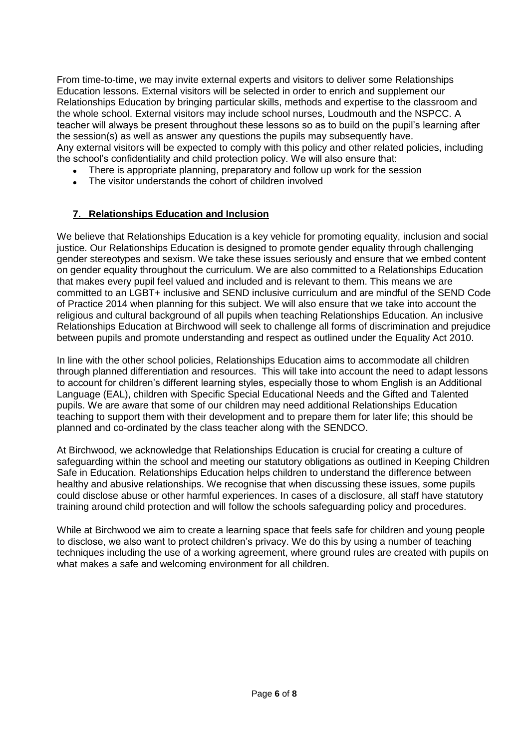From time-to-time, we may invite external experts and visitors to deliver some Relationships Education lessons. External visitors will be selected in order to enrich and supplement our Relationships Education by bringing particular skills, methods and expertise to the classroom and the whole school. External visitors may include school nurses, Loudmouth and the NSPCC. A teacher will always be present throughout these lessons so as to build on the pupil's learning after the session(s) as well as answer any questions the pupils may subsequently have.
Any external visitors will be expected to comply with this policy and other related policies, including the school's confidentiality and child protection policy. We will also ensure that:

- There is appropriate planning, preparatory and follow up work for the session
- The visitor understands the cohort of children involved

## 7. Relationships Education and Inclusion

We believe that Relationships Education is a key vehicle for promoting equality, inclusion and social justice. Our Relationships Education is designed to promote gender equality through challenging gender stereotypes and sexism. We take these issues seriously and ensure that we embed content on gender equality throughout the curriculum. We are also committed to a Relationships Education that makes every pupil feel valued and included and is relevant to them. This means we are committed to an LGBT+ inclusive and SEND inclusive curriculum and are mindful of the SEND Code of Practice 2014 when planning for this subject. We will also ensure that we take into account the religious and cultural background of all pupils when teaching Relationships Education. An inclusive Relationships Education at Birchwood will seek to challenge all forms of discrimination and prejudice between pupils and promote understanding and respect as outlined under the Equality Act 2010.

In line with the other school policies, Relationships Education aims to accommodate all children through planned differentiation and resources. This will take into account the need to adapt lessons to account for children's different learning styles, especially those to whom English is an Additional Language (EAL), children with Specific Special Educational Needs and the Gifted and Talented pupils. We are aware that some of our children may need additional Relationships Education teaching to support them with their development and to prepare them for later life; this should be planned and co-ordinated by the class teacher along with the SENDCO.

At Birchwood, we acknowledge that Relationships Education is crucial for creating a culture of safeguarding within the school and meeting our statutory obligations as outlined in Keeping Children Safe in Education. Relationships Education helps children to understand the difference between healthy and abusive relationships. We recognise that when discussing these issues, some pupils could disclose abuse or other harmful experiences. In cases of a disclosure, all staff have statutory training around child protection and will follow the schools safeguarding policy and procedures.

While at Birchwood we aim to create a learning space that feels safe for children and young people to disclose, we also want to protect children's privacy. We do this by using a number of teaching techniques including the use of a working agreement, where ground rules are created with pupils on what makes a safe and welcoming environment for all children.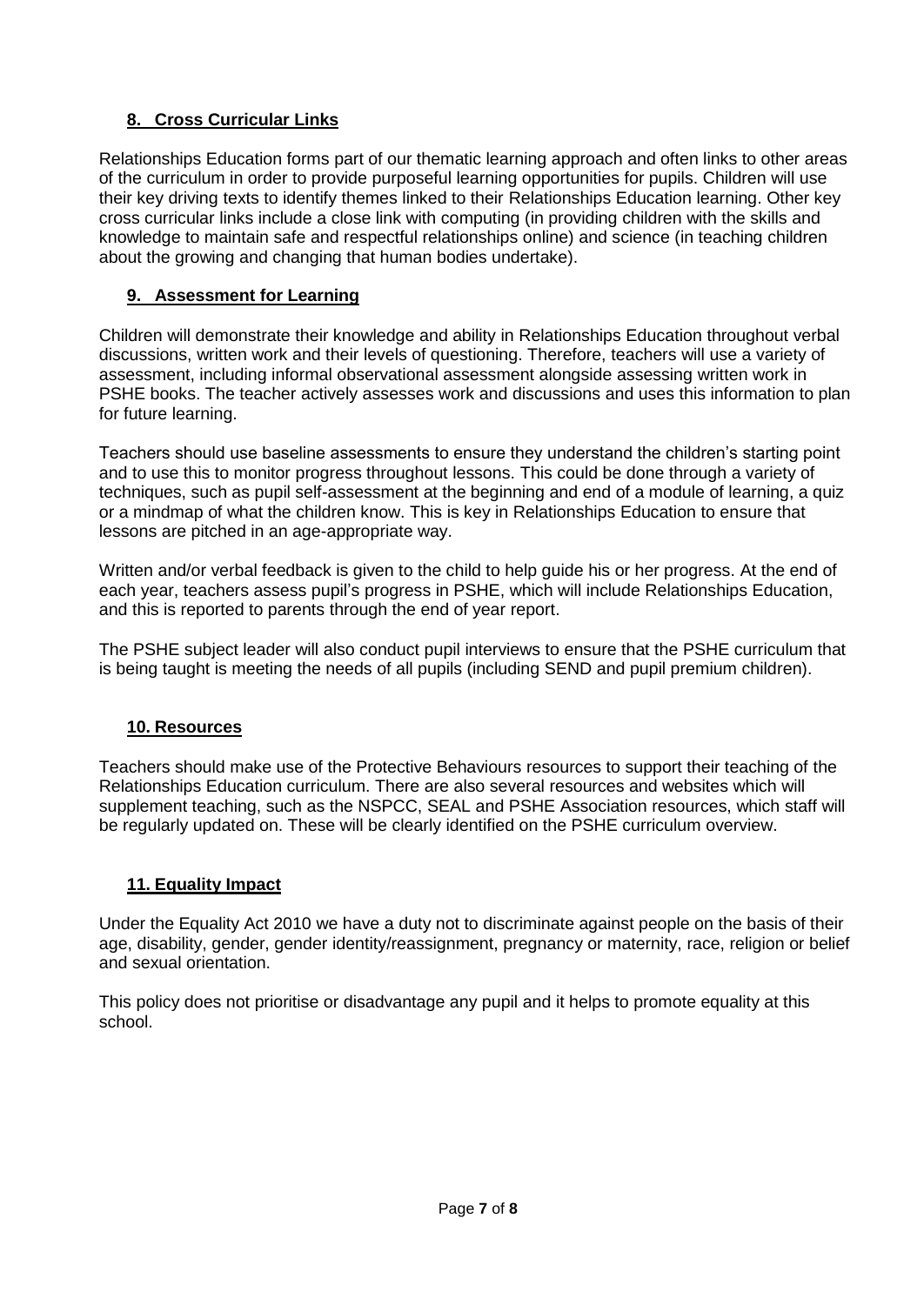## 8. Cross Curricular Links

Relationships Education forms part of our thematic learning approach and often links to other areas of the curriculum in order to provide purposeful learning opportunities for pupils. Children will use their key driving texts to identify themes linked to their Relationships Education learning. Other key cross curricular links include a close link with computing (in providing children with the skills and knowledge to maintain safe and respectful relationships online) and science (in teaching children about the growing and changing that human bodies undertake).

## 9. Assessment for Learning

Children will demonstrate their knowledge and ability in Relationships Education throughout verbal discussions, written work and their levels of questioning. Therefore, teachers will use a variety of assessment, including informal observational assessment alongside assessing written work in PSHE books. The teacher actively assesses work and discussions and uses this information to plan for future learning.

Teachers should use baseline assessments to ensure they understand the children's starting point and to use this to monitor progress throughout lessons. This could be done through a variety of techniques, such as pupil self-assessment at the beginning and end of a module of learning, a quiz or a mindmap of what the children know. This is key in Relationships Education to ensure that lessons are pitched in an age-appropriate way.

Written and/or verbal feedback is given to the child to help guide his or her progress. At the end of each year, teachers assess pupil's progress in PSHE, which will include Relationships Education, and this is reported to parents through the end of year report.

The PSHE subject leader will also conduct pupil interviews to ensure that the PSHE curriculum that is being taught is meeting the needs of all pupils (including SEND and pupil premium children).

## 10. Resources

Teachers should make use of the Protective Behaviours resources to support their teaching of the Relationships Education curriculum. There are also several resources and websites which will supplement teaching, such as the NSPCC, SEAL and PSHE Association resources, which staff will be regularly updated on. These will be clearly identified on the PSHE curriculum overview.

## 11. Equality Impact

Under the Equality Act 2010 we have a duty not to discriminate against people on the basis of their age, disability, gender, gender identity/reassignment, pregnancy or maternity, race, religion or belief and sexual orientation.

This policy does not prioritise or disadvantage any pupil and it helps to promote equality at this school.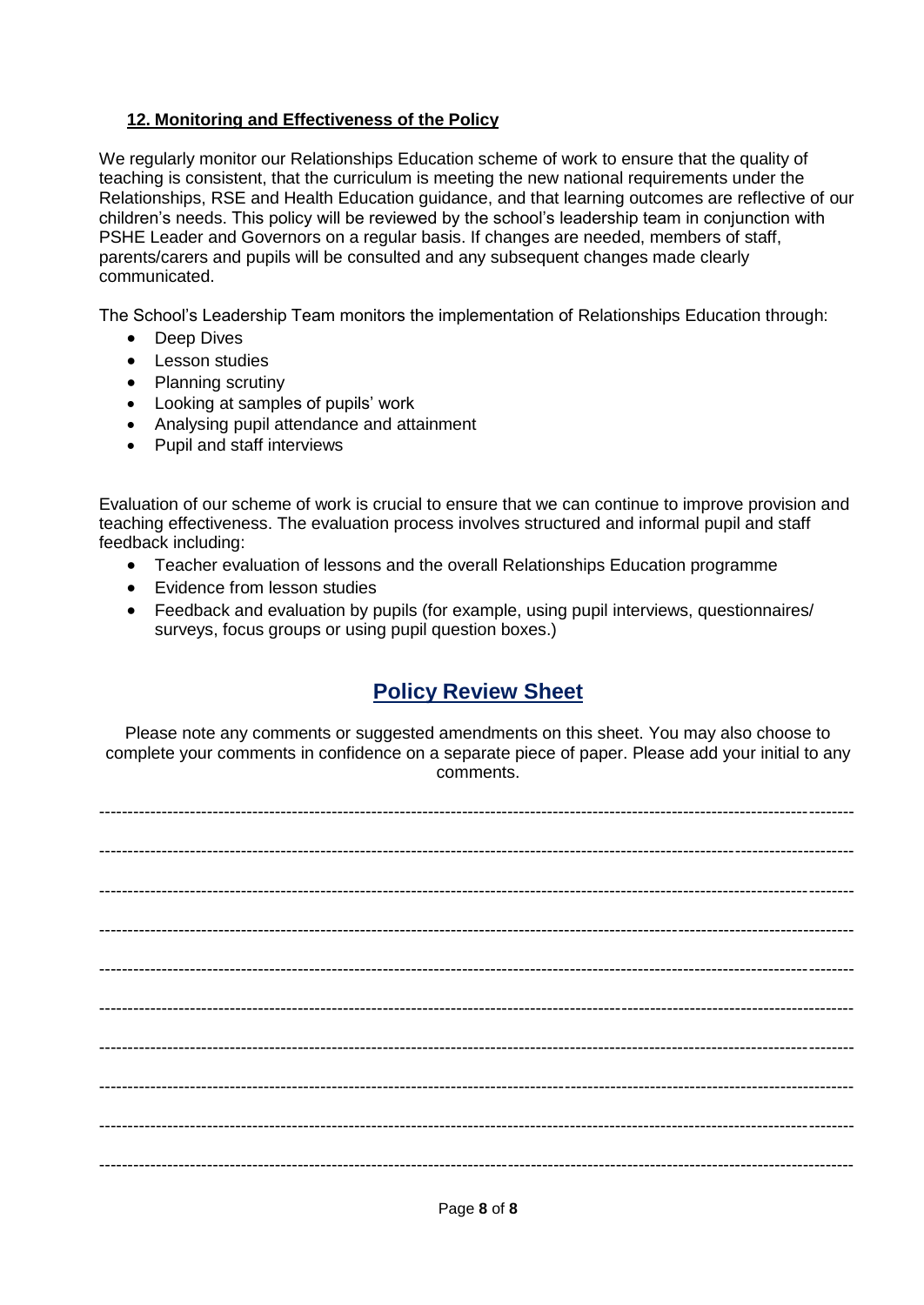## **12. Monitoring and Effectiveness of the Policy**

We regularly monitor our Relationships Education scheme of work to ensure that the quality of teaching is consistent, that the curriculum is meeting the new national requirements under the Relationships, RSE and Health Education guidance, and that learning outcomes are reflective of our children's needs. This policy will be reviewed by the school's leadership team in conjunction with PSHE Leader and Governors on a regular basis. If changes are needed, members of staff, parents/carers and pupils will be consulted and any subsequent changes made clearly communicated.

The School's Leadership Team monitors the implementation of Relationships Education through:

- Deep Dives
- Lesson studies
- Planning scrutiny
- Looking at samples of pupils' work
- Analysing pupil attendance and attainment
- Pupil and staff interviews

Evaluation of our scheme of work is crucial to ensure that we can continue to improve provision and teaching effectiveness. The evaluation process involves structured and informal pupil and staff feedback including:

- Teacher evaluation of lessons and the overall Relationships Education programme
- Evidence from lesson studies
- Feedback and evaluation by pupils (for example, using pupil interviews, questionnaires/ surveys, focus groups or using pupil question boxes.)

# **Policy Review Sheet**

Please note any comments or suggested amendments on this sheet. You may also choose to complete your comments in confidence on a separate piece of paper. Please add your initial to any comments.

---

---

---

---

---

---

---

---

---

---